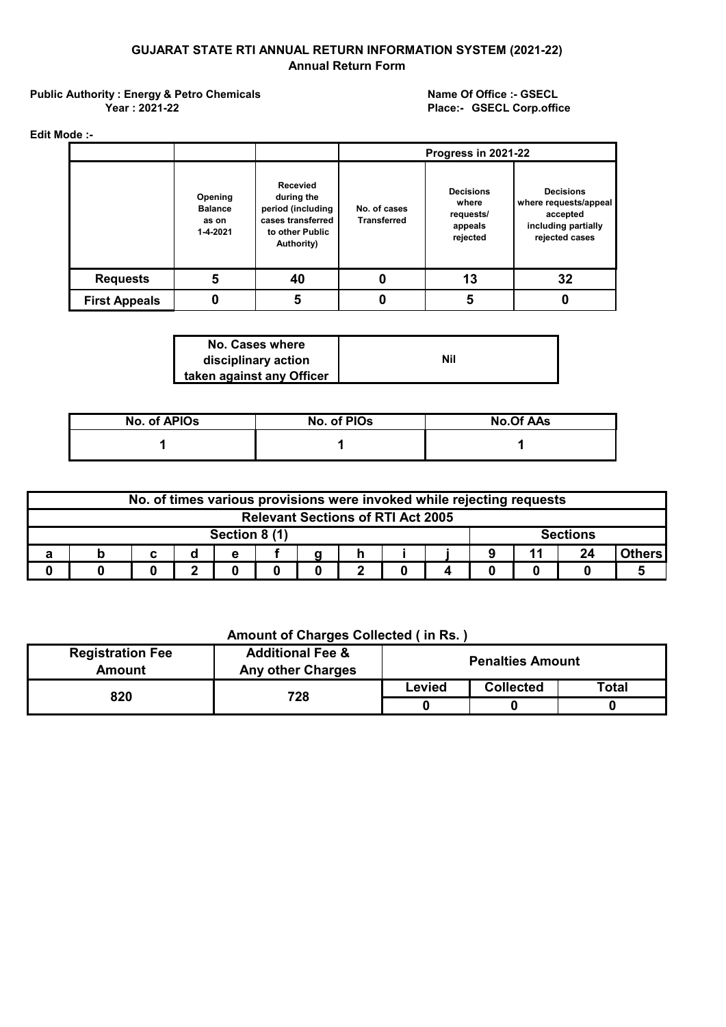# GUJARAT STATE RTI ANNUAL RETURN INFORMATION SYSTEM (2021-22)

## Annual Return Form

**Public Authority : Energy & Petro Chemicals**
**Year : 2021-22**

**Name Of Office :- GSECL**
**Place:- GSECL Corp.office**

**Edit Mode :-**

| | Opening Balance as on 1-4-2021 | Recevied during the period (including cases transferred to other Public Authority) | Progress in 2021-22 | | |
|---|---|---|---|---|---|
| | | | No. of cases Transferred | Decisions where requests/ appeals rejected | Decisions where requests/appeal accepted including partially rejected cases |
| **Requests** | 5 | 40 | 0 | 13 | 32 |
| **First Appeals** | 0 | 5 | 0 | 5 | 0 |

| No. Cases where disciplinary action taken against any Officer | Nil |
|---|---|

| No. of APIOs | No. of PIOs | No.Of AAs |
|---|---|---|
| 1 | 1 | 1 |

| No. of times various provisions were invoked while rejecting requests | | | | | | | | | | | | | |
|---|---|---|---|---|---|---|---|---|---|---|---|---|---|
| Relevant Sections of RTI Act 2005 | | | | | | | | | | | | | |
| Section 8 (1) | | | | | | | | | | Sections | | | |
| a | b | c | d | e | f | g | h | i | j | 9 | 11 | 24 | Others |
| 0 | 0 | 0 | 2 | 0 | 0 | 0 | 2 | 0 | 4 | 0 | 0 | 0 | 5 |

**Amount of Charges Collected ( in Rs. )**

| Registration Fee Amount | Additional Fee & Any other Charges | Penalties Amount | | |
|---|---|---|---|---|
| | | Levied | Collected | Total |
| 820 | 728 | 0 | 0 | 0 |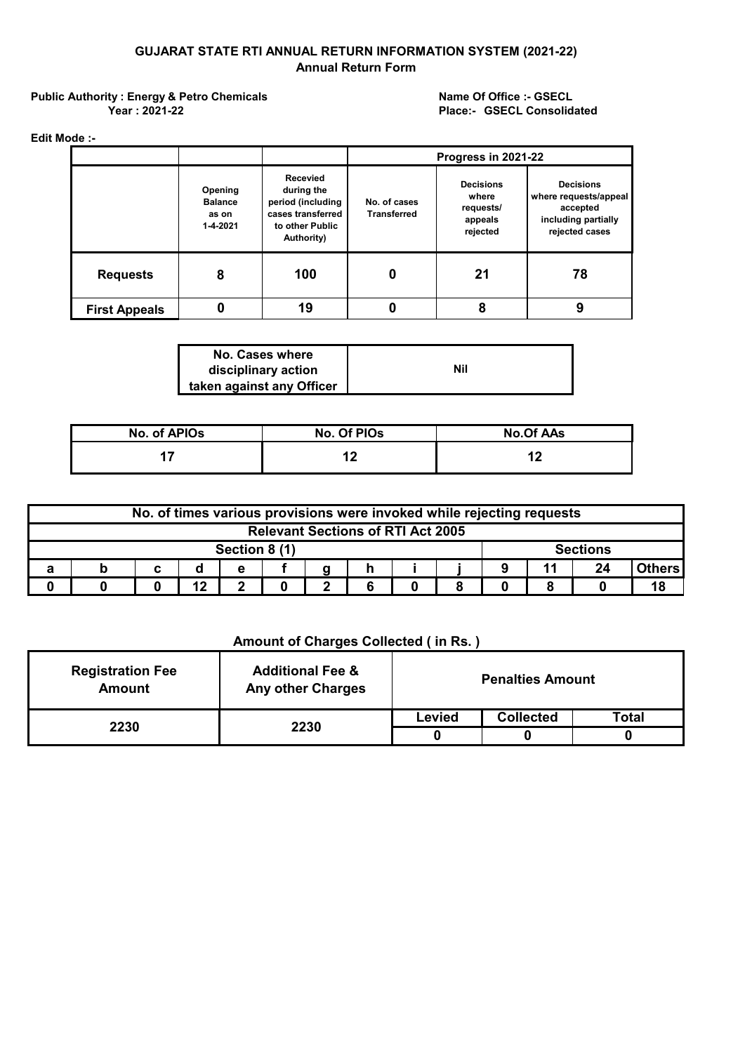**GUJARAT STATE RTI ANNUAL RETURN INFORMATION SYSTEM (2021-22)**
**Annual Return Form**

**Public Authority : Energy & Petro Chemicals** **Name Of Office :- GSECL**
**Year : 2021-22** **Place:- GSECL Consolidated**

**Edit Mode :-**

| | Opening Balance as on 1-4-2021 | Recevied during the period (including cases transferred to other Public Authority) | Progress in 2021-22 | | |
|---|---|---|---|---|---|
| | | | No. of cases Transferred | Decisions where requests/ appeals rejected | Decisions where requests/appeal accepted including partially rejected cases |
| **Requests** | 8 | 100 | 0 | 21 | 78 |
| **First Appeals** | 0 | 19 | 0 | 8 | 9 |

| | |
|---|---|
| No. Cases where disciplinary action taken against any Officer | Nil |

| No. of APIOs | No. Of PIOs | No.Of AAs |
|---|---|---|
| 17 | 12 | 12 |

| No. of times various provisions were invoked while rejecting requests | | | | | | | | | | | | | |
|---|---|---|---|---|---|---|---|---|---|---|---|---|---|
| Relevant Sections of RTI Act 2005 | | | | | | | | | | | | | |
| Section 8 (1) | | | | | | | | | | Sections | | | |
| a | b | c | d | e | f | g | h | i | j | 9 | 11 | 24 | Others |
| 0 | 0 | 0 | 12 | 2 | 0 | 2 | 6 | 0 | 8 | 0 | 8 | 0 | 18 |

**Amount of Charges Collected ( in Rs. )**

| Registration Fee Amount | Additional Fee & Any other Charges | Penalties Amount | | |
|---|---|---|---|---|
| | | Levied | Collected | Total |
| 2230 | 2230 | 0 | 0 | 0 |